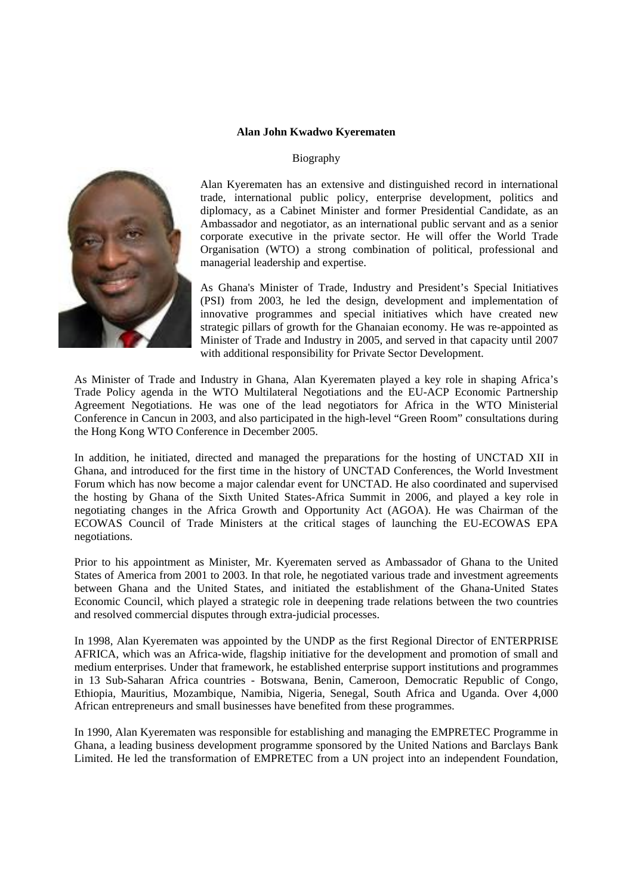**Alan John Kwadwo Kyerematen**

Biography

Alan Kyerematen has an extensive and distinguished record in international trade, international public policy, enterprise development, politics and diplomacy, as a Cabinet Minister and former Presidential Candidate, as an Ambassador and negotiator, as an international public servant and as a senior corporate executive in the private sector. He will offer the World Trade Organisation (WTO) a strong combination of political, professional and managerial leadership and expertise.

As Ghana's Minister of Trade, Industry and President's Special Initiatives (PSI) from 2003, he led the design, development and implementation of innovative programmes and special initiatives which have created new strategic pillars of growth for the Ghanaian economy. He was re-appointed as Minister of Trade and Industry in 2005, and served in that capacity until 2007 with additional responsibility for Private Sector Development.

As Minister of Trade and Industry in Ghana, Alan Kyerematen played a key role in shaping Africa's Trade Policy agenda in the WTO Multilateral Negotiations and the EU-ACP Economic Partnership Agreement Negotiations. He was one of the lead negotiators for Africa in the WTO Ministerial Conference in Cancun in 2003, and also participated in the high-level "Green Room" consultations during the Hong Kong WTO Conference in December 2005.

In addition, he initiated, directed and managed the preparations for the hosting of UNCTAD XII in Ghana, and introduced for the first time in the history of UNCTAD Conferences, the World Investment Forum which has now become a major calendar event for UNCTAD. He also coordinated and supervised the hosting by Ghana of the Sixth United States-Africa Summit in 2006, and played a key role in negotiating changes in the Africa Growth and Opportunity Act (AGOA). He was Chairman of the ECOWAS Council of Trade Ministers at the critical stages of launching the EU-ECOWAS EPA negotiations.

Prior to his appointment as Minister, Mr. Kyerematen served as Ambassador of Ghana to the United States of America from 2001 to 2003. In that role, he negotiated various trade and investment agreements between Ghana and the United States, and initiated the establishment of the Ghana-United States Economic Council, which played a strategic role in deepening trade relations between the two countries and resolved commercial disputes through extra-judicial processes.

In 1998, Alan Kyerematen was appointed by the UNDP as the first Regional Director of ENTERPRISE AFRICA, which was an Africa-wide, flagship initiative for the development and promotion of small and medium enterprises. Under that framework, he established enterprise support institutions and programmes in 13 Sub-Saharan Africa countries - Botswana, Benin, Cameroon, Democratic Republic of Congo, Ethiopia, Mauritius, Mozambique, Namibia, Nigeria, Senegal, South Africa and Uganda. Over 4,000 African entrepreneurs and small businesses have benefited from these programmes.

In 1990, Alan Kyerematen was responsible for establishing and managing the EMPRETEC Programme in Ghana, a leading business development programme sponsored by the United Nations and Barclays Bank Limited. He led the transformation of EMPRETEC from a UN project into an independent Foundation,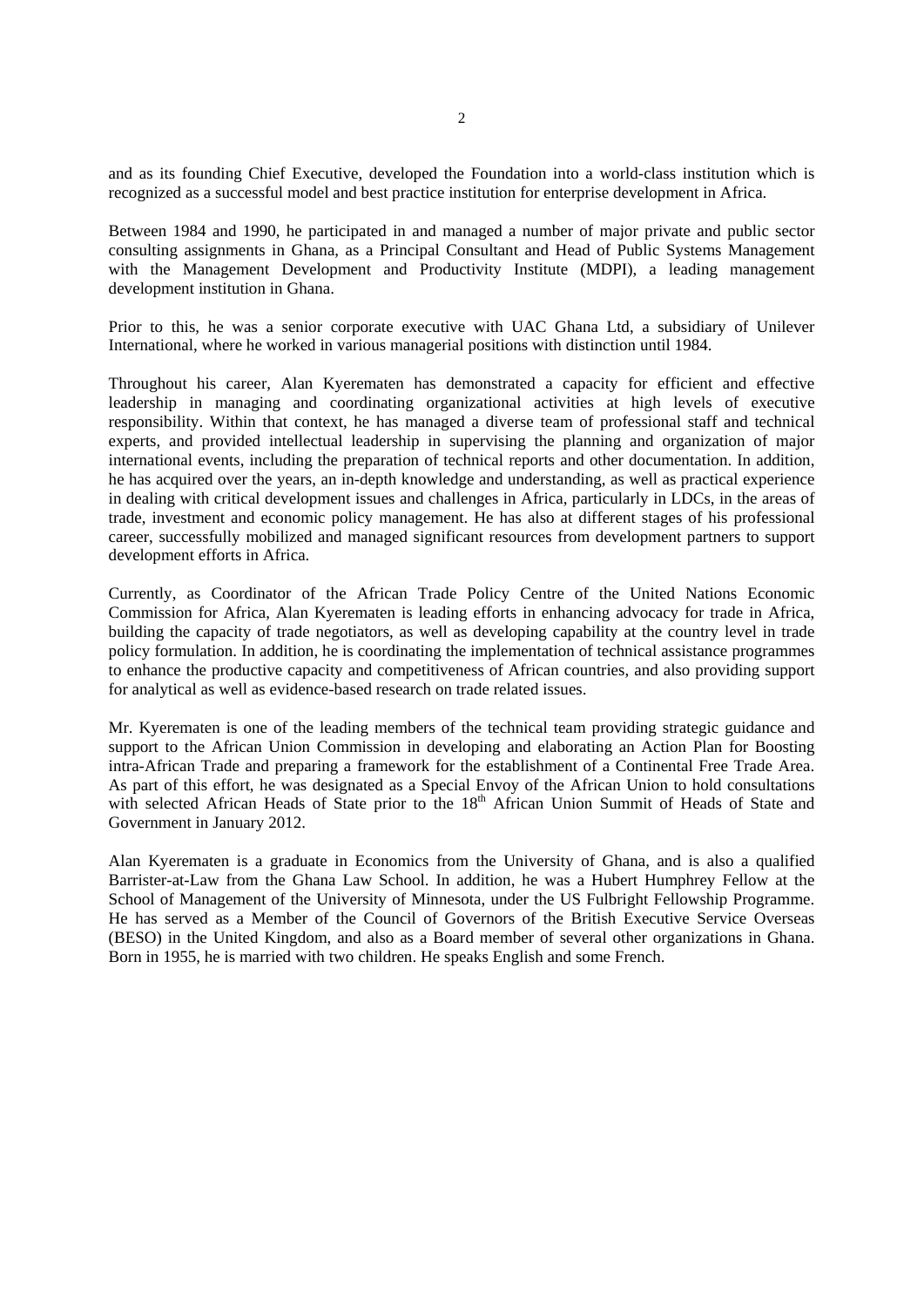and as its founding Chief Executive, developed the Foundation into a world-class institution which is recognized as a successful model and best practice institution for enterprise development in Africa.

Between 1984 and 1990, he participated in and managed a number of major private and public sector consulting assignments in Ghana, as a Principal Consultant and Head of Public Systems Management with the Management Development and Productivity Institute (MDPI), a leading management development institution in Ghana.

Prior to this, he was a senior corporate executive with UAC Ghana Ltd, a subsidiary of Unilever International, where he worked in various managerial positions with distinction until 1984.

Throughout his career, Alan Kyerematen has demonstrated a capacity for efficient and effective leadership in managing and coordinating organizational activities at high levels of executive responsibility. Within that context, he has managed a diverse team of professional staff and technical experts, and provided intellectual leadership in supervising the planning and organization of major international events, including the preparation of technical reports and other documentation. In addition, he has acquired over the years, an in-depth knowledge and understanding, as well as practical experience in dealing with critical development issues and challenges in Africa, particularly in LDCs, in the areas of trade, investment and economic policy management. He has also at different stages of his professional career, successfully mobilized and managed significant resources from development partners to support development efforts in Africa.

Currently, as Coordinator of the African Trade Policy Centre of the United Nations Economic Commission for Africa, Alan Kyerematen is leading efforts in enhancing advocacy for trade in Africa, building the capacity of trade negotiators, as well as developing capability at the country level in trade policy formulation. In addition, he is coordinating the implementation of technical assistance programmes to enhance the productive capacity and competitiveness of African countries, and also providing support for analytical as well as evidence-based research on trade related issues.

Mr. Kyerematen is one of the leading members of the technical team providing strategic guidance and support to the African Union Commission in developing and elaborating an Action Plan for Boosting intra-African Trade and preparing a framework for the establishment of a Continental Free Trade Area. As part of this effort, he was designated as a Special Envoy of the African Union to hold consultations with selected African Heads of State prior to the 18th African Union Summit of Heads of State and Government in January 2012.

Alan Kyerematen is a graduate in Economics from the University of Ghana, and is also a qualified Barrister-at-Law from the Ghana Law School. In addition, he was a Hubert Humphrey Fellow at the School of Management of the University of Minnesota, under the US Fulbright Fellowship Programme. He has served as a Member of the Council of Governors of the British Executive Service Overseas (BESO) in the United Kingdom, and also as a Board member of several other organizations in Ghana. Born in 1955, he is married with two children. He speaks English and some French.